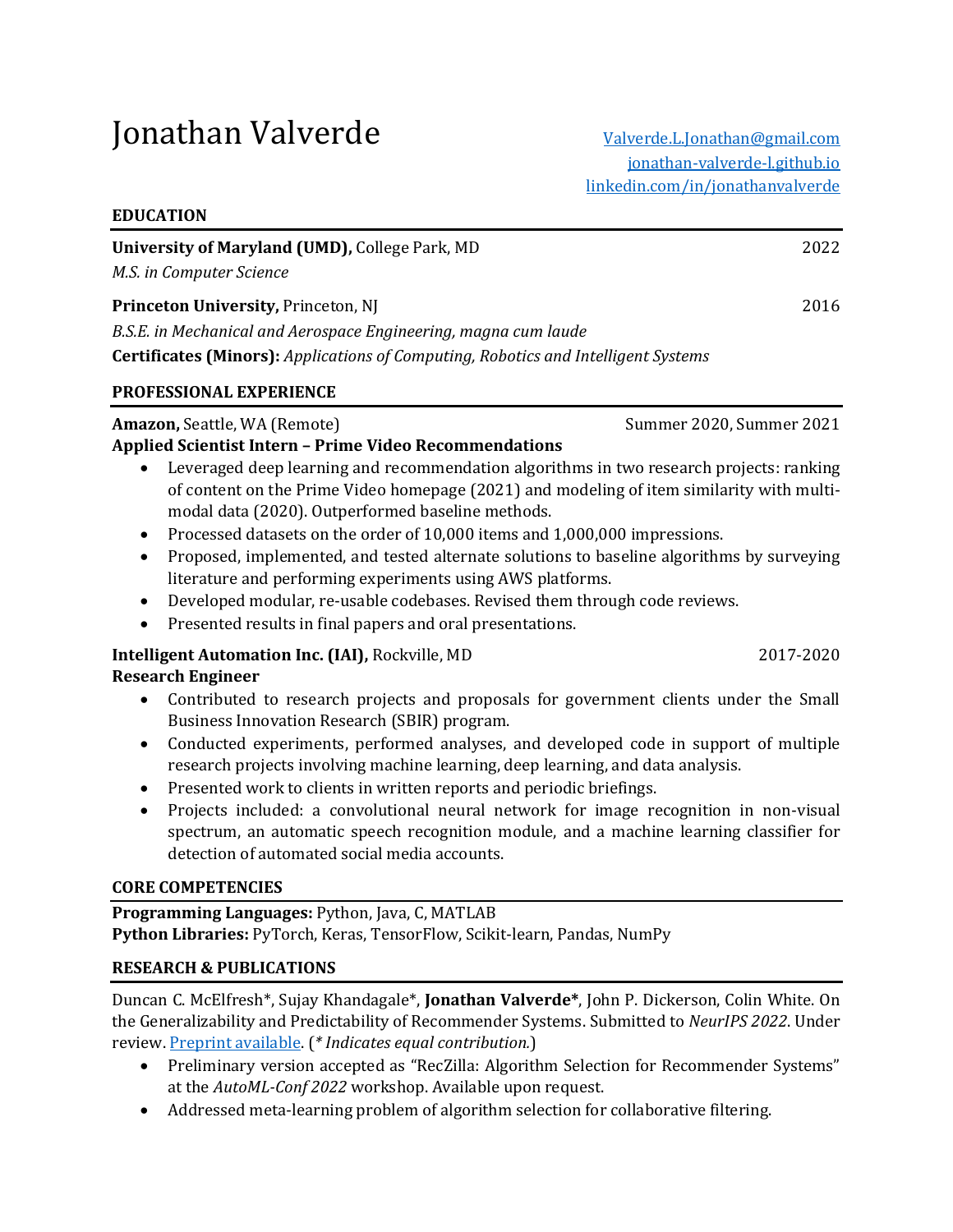# Jonathan Valverde

[Valverde.L.Jonathan@gmail.com](mailto:Valverde.L.Jonathan@gmail.com)
[jonathan-valverde-l.github.io](https://jonathan-valverde-l.github.io)
[linkedin.com/in/jonathanvalverde](https://linkedin.com/in/jonathanvalverde)

## EDUCATION

**University of Maryland (UMD),** College Park, MD — 2022
*M.S. in Computer Science*

**Princeton University,** Princeton, NJ — 2016
*B.S.E. in Mechanical and Aerospace Engineering, magna cum laude*
**Certificates (Minors):** *Applications of Computing, Robotics and Intelligent Systems*

## PROFESSIONAL EXPERIENCE

**Amazon,** Seattle, WA (Remote) — Summer 2020, Summer 2021
**Applied Scientist Intern – Prime Video Recommendations**

- Leveraged deep learning and recommendation algorithms in two research projects: ranking of content on the Prime Video homepage (2021) and modeling of item similarity with multi-modal data (2020). Outperformed baseline methods.
- Processed datasets on the order of 10,000 items and 1,000,000 impressions.
- Proposed, implemented, and tested alternate solutions to baseline algorithms by surveying literature and performing experiments using AWS platforms.
- Developed modular, re-usable codebases. Revised them through code reviews.
- Presented results in final papers and oral presentations.

**Intelligent Automation Inc. (IAI),** Rockville, MD — 2017-2020
**Research Engineer**

- Contributed to research projects and proposals for government clients under the Small Business Innovation Research (SBIR) program.
- Conducted experiments, performed analyses, and developed code in support of multiple research projects involving machine learning, deep learning, and data analysis.
- Presented work to clients in written reports and periodic briefings.
- Projects included: a convolutional neural network for image recognition in non-visual spectrum, an automatic speech recognition module, and a machine learning classifier for detection of automated social media accounts.

## CORE COMPETENCIES

**Programming Languages:** Python, Java, C, MATLAB
**Python Libraries:** PyTorch, Keras, TensorFlow, Scikit-learn, Pandas, NumPy

## RESEARCH & PUBLICATIONS

Duncan C. McElfresh*, Sujay Khandagale*, **Jonathan Valverde***, John P. Dickerson, Colin White. On the Generalizability and Predictability of Recommender Systems. Submitted to *NeurIPS 2022*. Under review. Preprint available. (*\* Indicates equal contribution.*)

- Preliminary version accepted as "RecZilla: Algorithm Selection for Recommender Systems" at the *AutoML-Conf 2022* workshop. Available upon request.
- Addressed meta-learning problem of algorithm selection for collaborative filtering.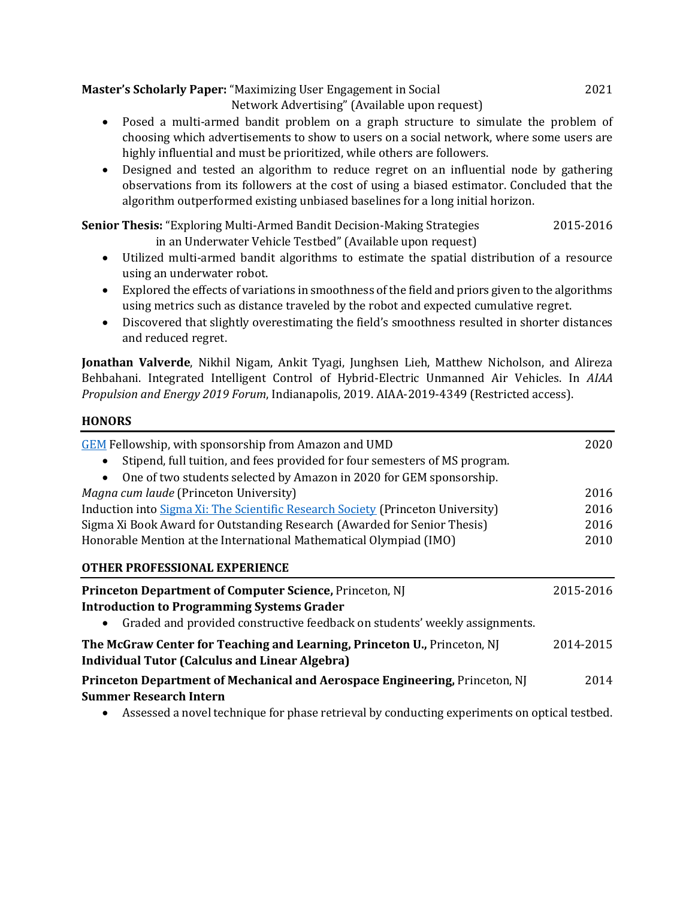**Master's Scholarly Paper:** "Maximizing User Engagement in Social Network Advertising" (Available upon request) 2021

- Posed a multi-armed bandit problem on a graph structure to simulate the problem of choosing which advertisements to show to users on a social network, where some users are highly influential and must be prioritized, while others are followers.
- Designed and tested an algorithm to reduce regret on an influential node by gathering observations from its followers at the cost of using a biased estimator. Concluded that the algorithm outperformed existing unbiased baselines for a long initial horizon.

**Senior Thesis:** "Exploring Multi-Armed Bandit Decision-Making Strategies in an Underwater Vehicle Testbed" (Available upon request) 2015-2016

- Utilized multi-armed bandit algorithms to estimate the spatial distribution of a resource using an underwater robot.
- Explored the effects of variations in smoothness of the field and priors given to the algorithms using metrics such as distance traveled by the robot and expected cumulative regret.
- Discovered that slightly overestimating the field's smoothness resulted in shorter distances and reduced regret.

**Jonathan Valverde**, Nikhil Nigam, Ankit Tyagi, Junghsen Lieh, Matthew Nicholson, and Alireza Behbahani. Integrated Intelligent Control of Hybrid-Electric Unmanned Air Vehicles. In *AIAA Propulsion and Energy 2019 Forum*, Indianapolis, 2019. AIAA-2019-4349 (Restricted access).

## HONORS

GEM Fellowship, with sponsorship from Amazon and UMD 2020

- Stipend, full tuition, and fees provided for four semesters of MS program.
- One of two students selected by Amazon in 2020 for GEM sponsorship.

*Magna cum laude* (Princeton University) 2016

Induction into Sigma Xi: The Scientific Research Society (Princeton University) 2016

Sigma Xi Book Award for Outstanding Research (Awarded for Senior Thesis) 2016

Honorable Mention at the International Mathematical Olympiad (IMO) 2010

## OTHER PROFESSIONAL EXPERIENCE

**Princeton Department of Computer Science,** Princeton, NJ 2015-2016
**Introduction to Programming Systems Grader**

- Graded and provided constructive feedback on students' weekly assignments.

**The McGraw Center for Teaching and Learning, Princeton U.,** Princeton, NJ 2014-2015
**Individual Tutor (Calculus and Linear Algebra)**

**Princeton Department of Mechanical and Aerospace Engineering,** Princeton, NJ 2014
**Summer Research Intern**

- Assessed a novel technique for phase retrieval by conducting experiments on optical testbed.